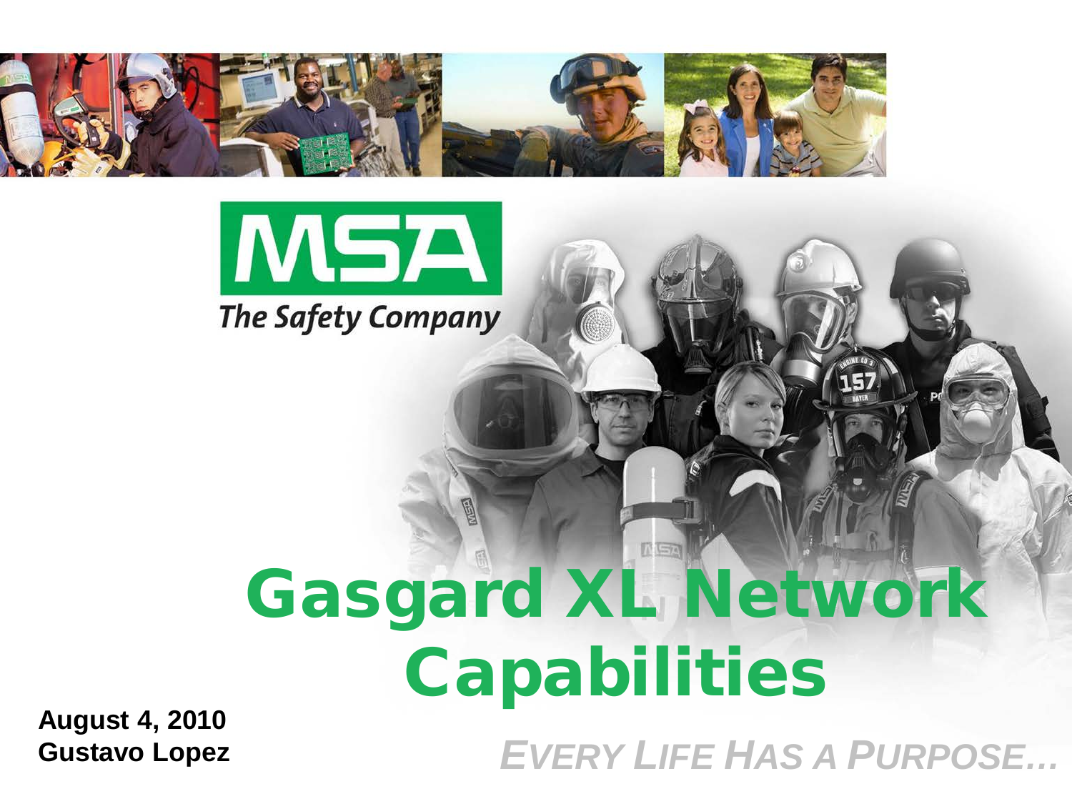MSA

*The Safety Company*

# Gasgard XL Network Capabilities

**August 4, 2010**
**Gustavo Lopez**

*EVERY LIFE HAS A PURPOSE…*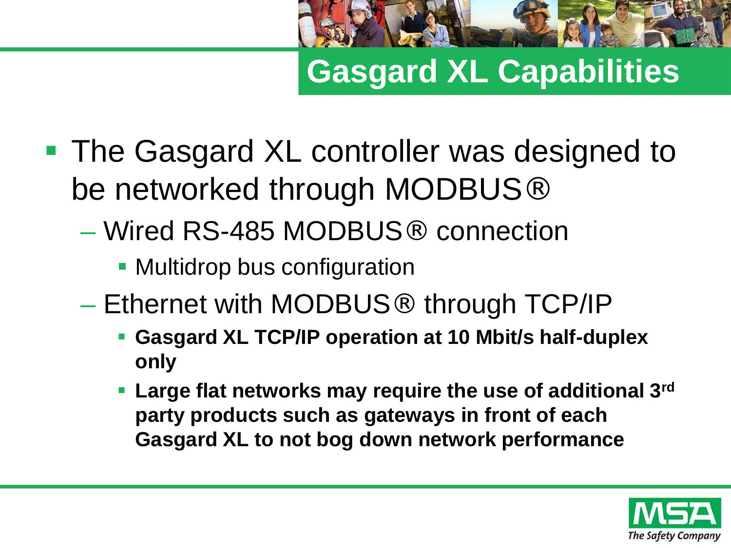# Gasgard XL Capabilities

- The Gasgard XL controller was designed to be networked through MODBUS®
  - Wired RS-485 MODBUS® connection
    - Multidrop bus configuration
  - Ethernet with MODBUS® through TCP/IP
    - **Gasgard XL TCP/IP operation at 10 Mbit/s half-duplex only**
    - **Large flat networks may require the use of additional 3rd party products such as gateways in front of each Gasgard XL to not bog down network performance**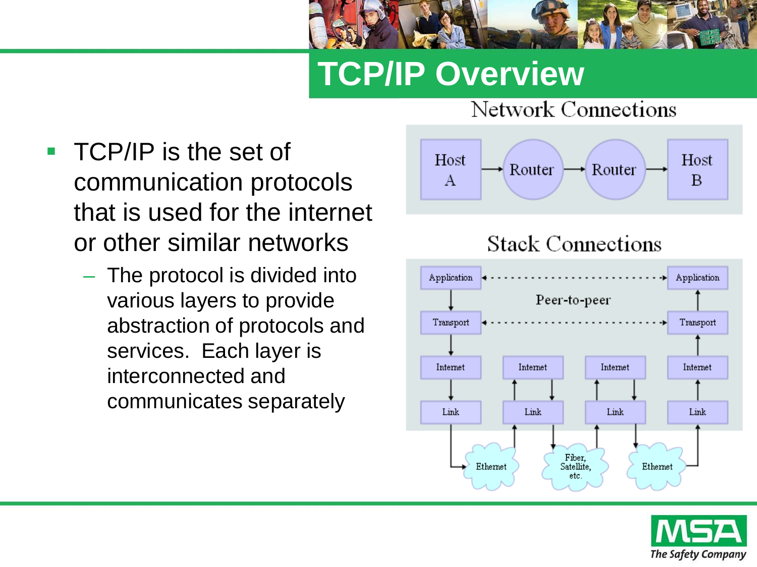# TCP/IP Overview

- TCP/IP is the set of communication protocols that is used for the internet or other similar networks
  - The protocol is divided into various layers to provide abstraction of protocols and services. Each layer is interconnected and communicates separately

**Network Connections**

Host A → Router → Router → Host B

**Stack Connections**

| Host A | Router | Router | Host B |
|---|---|---|---|
| Application | | | Application |
| Transport | | | Transport |
| Internet | Internet | Internet | Internet |
| Link | Link | Link | Link |

Application ↔ Application (Peer-to-peer)

Transport ↔ Transport (Peer-to-peer)

Host A Link → Ethernet → Router Link; Router Link → Fiber, Satellite, etc. → Router Link; Router Link → Ethernet → Host B Link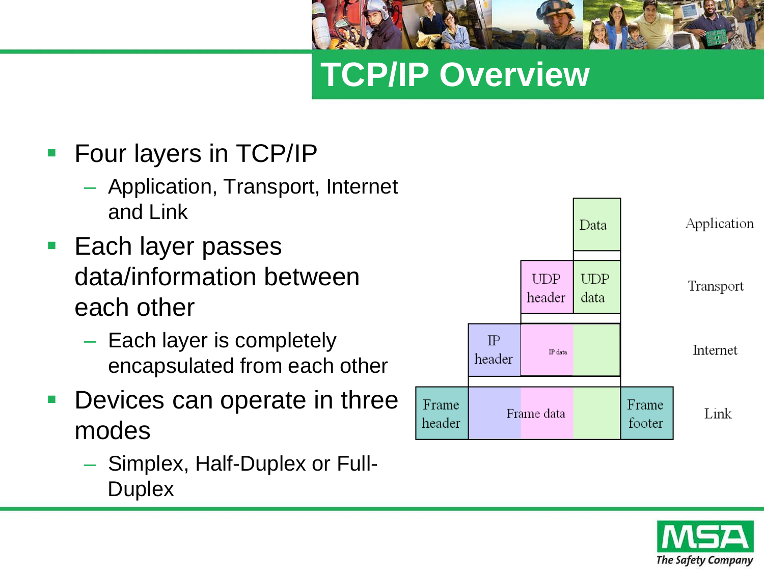# TCP/IP Overview

- Four layers in TCP/IP
  - Application, Transport, Internet and Link
- Each layer passes data/information between each other
  - Each layer is completely encapsulated from each other
- Devices can operate in three modes
  - Simplex, Half-Duplex or Full-Duplex

| Layer | Encapsulation |
| --- | --- |
| Application | Data |
| Transport | UDP header, UDP data |
| Internet | IP header, IP data |
| Link | Frame header, Frame data, Frame footer |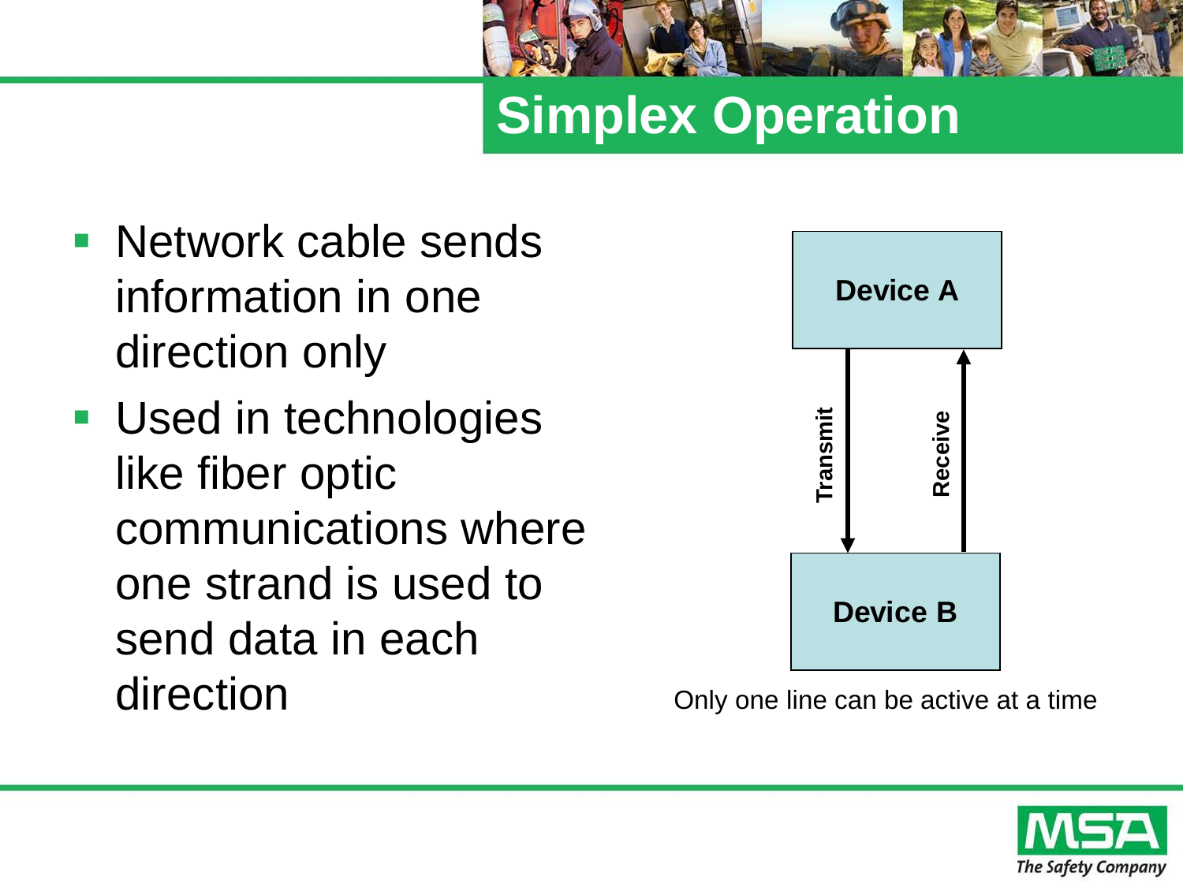# Simplex Operation

- Network cable sends information in one direction only
- Used in technologies like fiber optic communications where one strand is used to send data in each direction

**Device A**

**Transmit** ↓ ↑ **Receive**

**Device B**

Only one line can be active at a time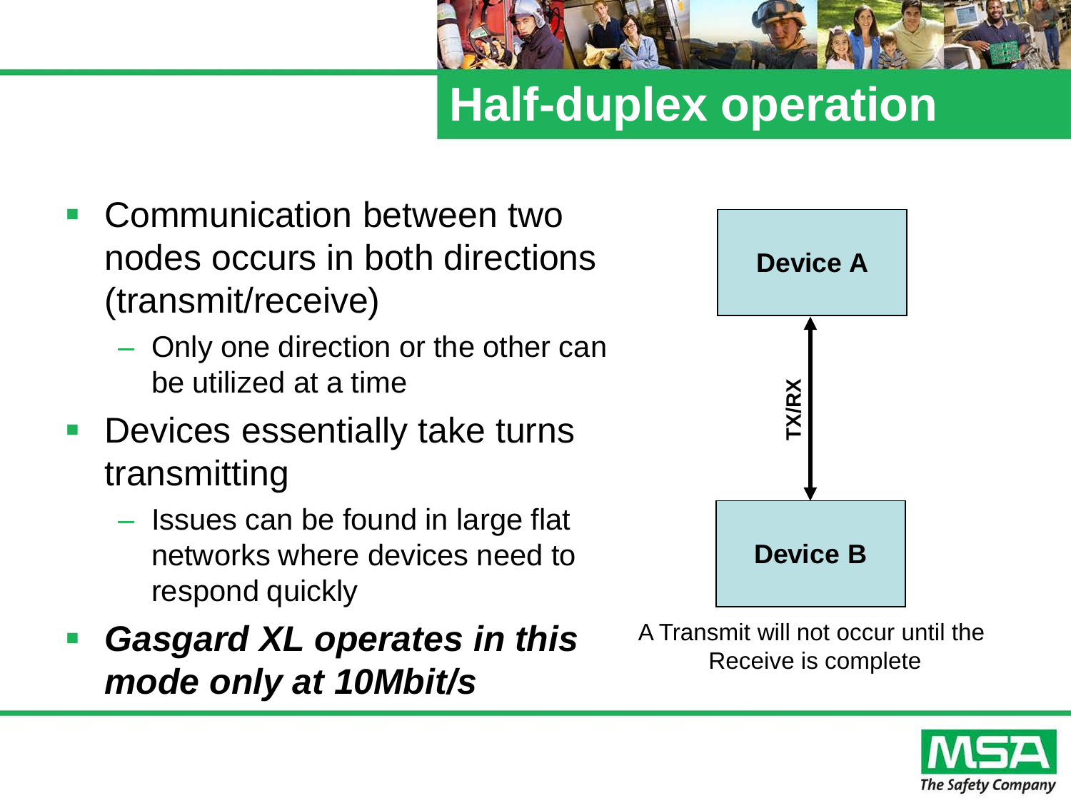# Half-duplex operation

- Communication between two nodes occurs in both directions (transmit/receive)
  - Only one direction or the other can be utilized at a time
- Devices essentially take turns transmitting
  - Issues can be found in large flat networks where devices need to respond quickly
- ***Gasgard XL operates in this mode only at 10Mbit/s***

**Device A**

**TX/RX**

**Device B**

A Transmit will not occur until the Receive is complete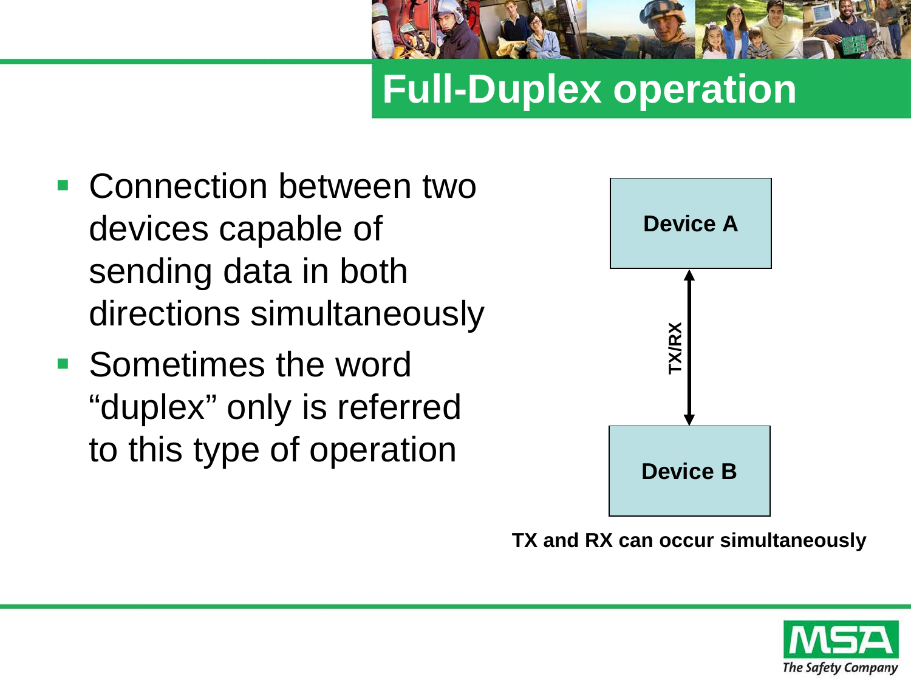# Full-Duplex operation

- Connection between two devices capable of sending data in both directions simultaneously
- Sometimes the word “duplex” only is referred to this type of operation

Device A

TX/RX

Device B

**TX and RX can occur simultaneously**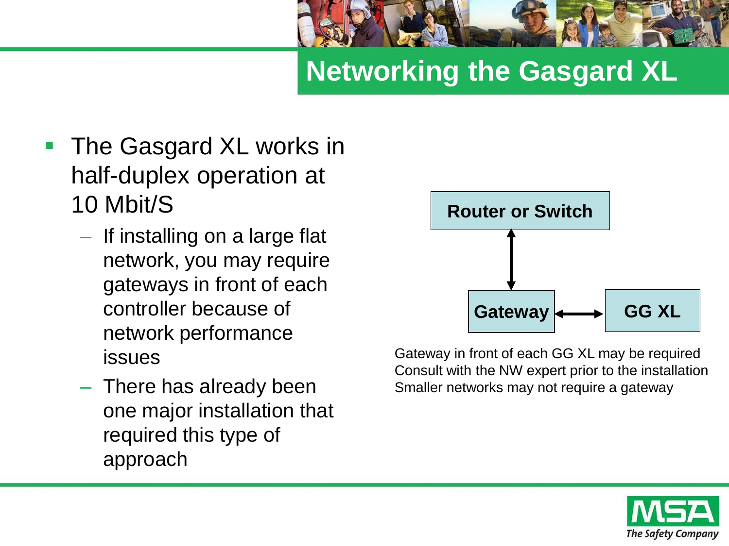# Networking the Gasgard XL

- The Gasgard XL works in half-duplex operation at 10 Mbit/S
  - If installing on a large flat network, you may require gateways in front of each controller because of network performance issues
  - There has already been one major installation that required this type of approach

Router or Switch

Gateway

GG XL

Gateway in front of each GG XL may be required
Consult with the NW expert prior to the installation
Smaller networks may not require a gateway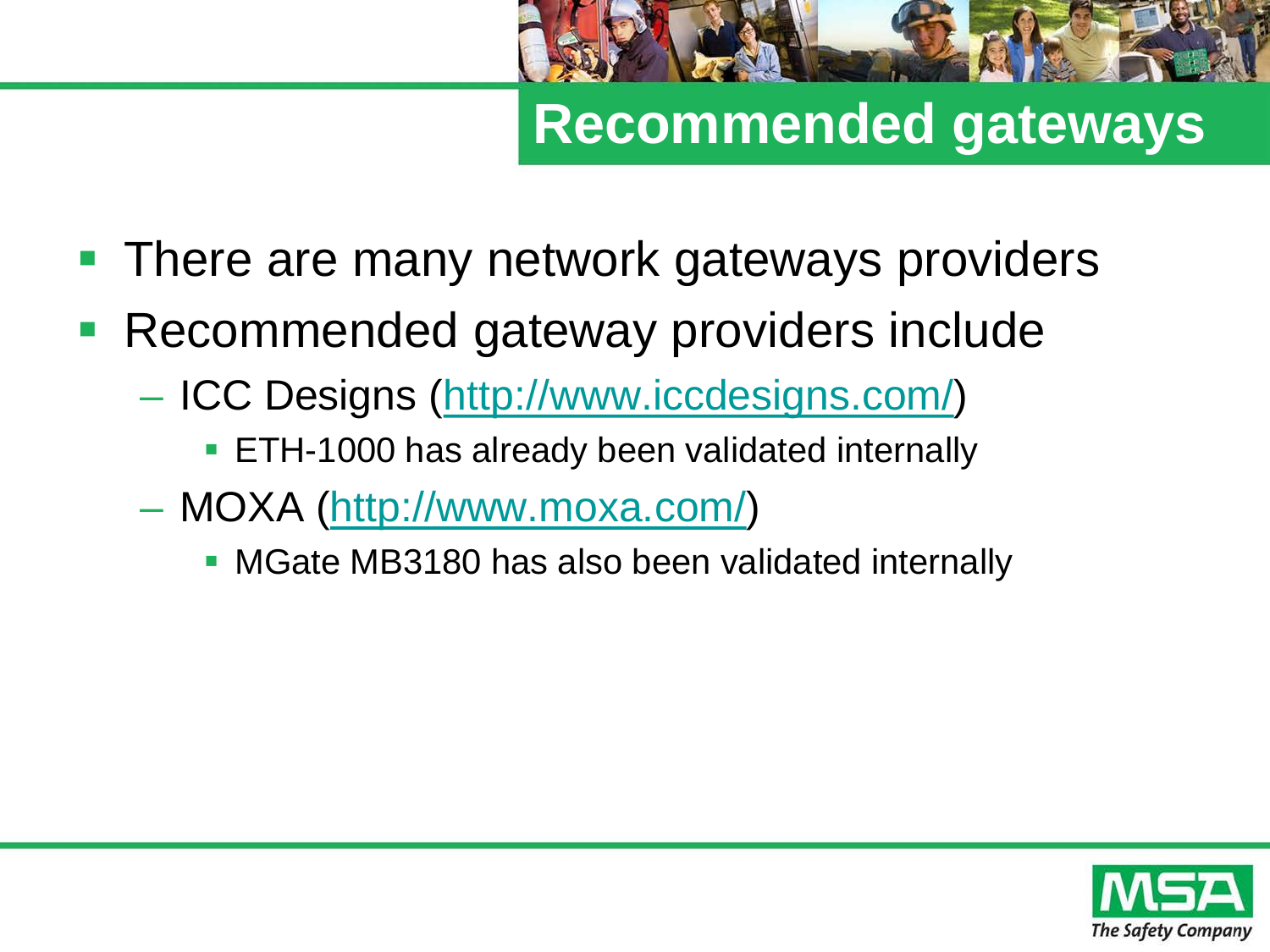# Recommended gateways

- There are many network gateways providers
- Recommended gateway providers include
  - ICC Designs (http://www.iccdesigns.com/)
    - ETH-1000 has already been validated internally
  - MOXA (http://www.moxa.com/)
    - MGate MB3180 has also been validated internally

MSA
*The Safety Company*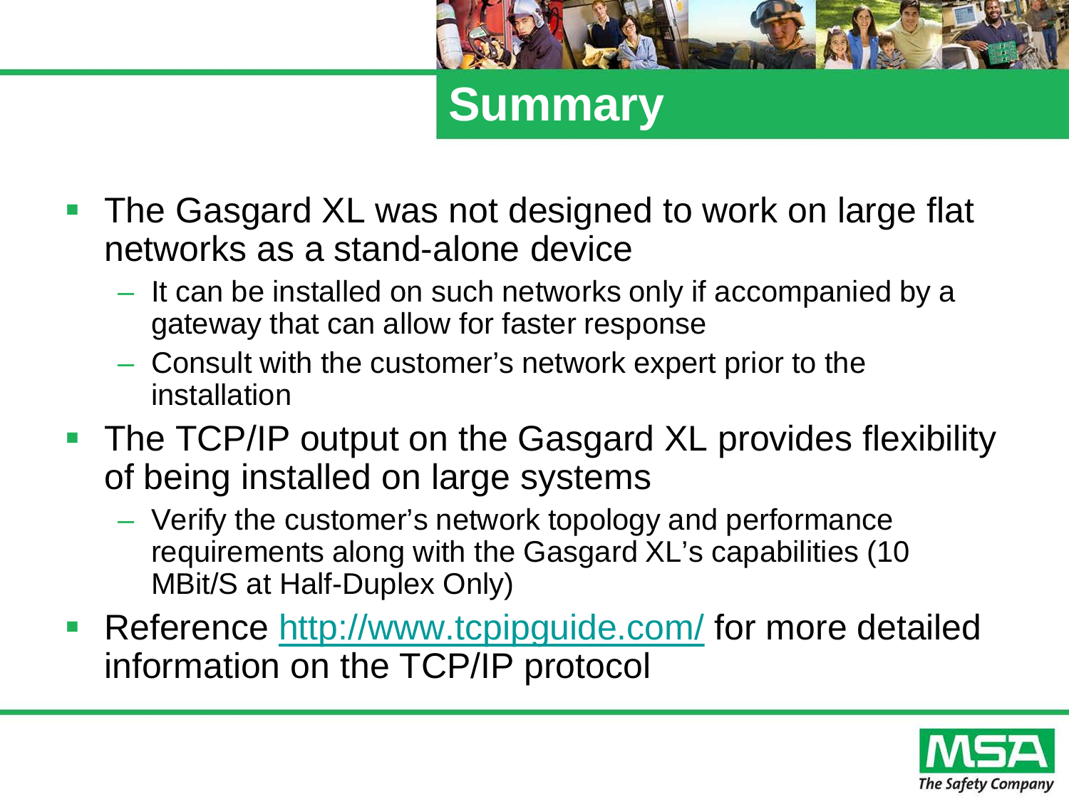# Summary

- The Gasgard XL was not designed to work on large flat networks as a stand-alone device
  - It can be installed on such networks only if accompanied by a gateway that can allow for faster response
  - Consult with the customer's network expert prior to the installation
- The TCP/IP output on the Gasgard XL provides flexibility of being installed on large systems
  - Verify the customer's network topology and performance requirements along with the Gasgard XL's capabilities (10 MBit/S at Half-Duplex Only)
- Reference [http://www.tcpipguide.com/](http://www.tcpipguide.com/) for more detailed information on the TCP/IP protocol